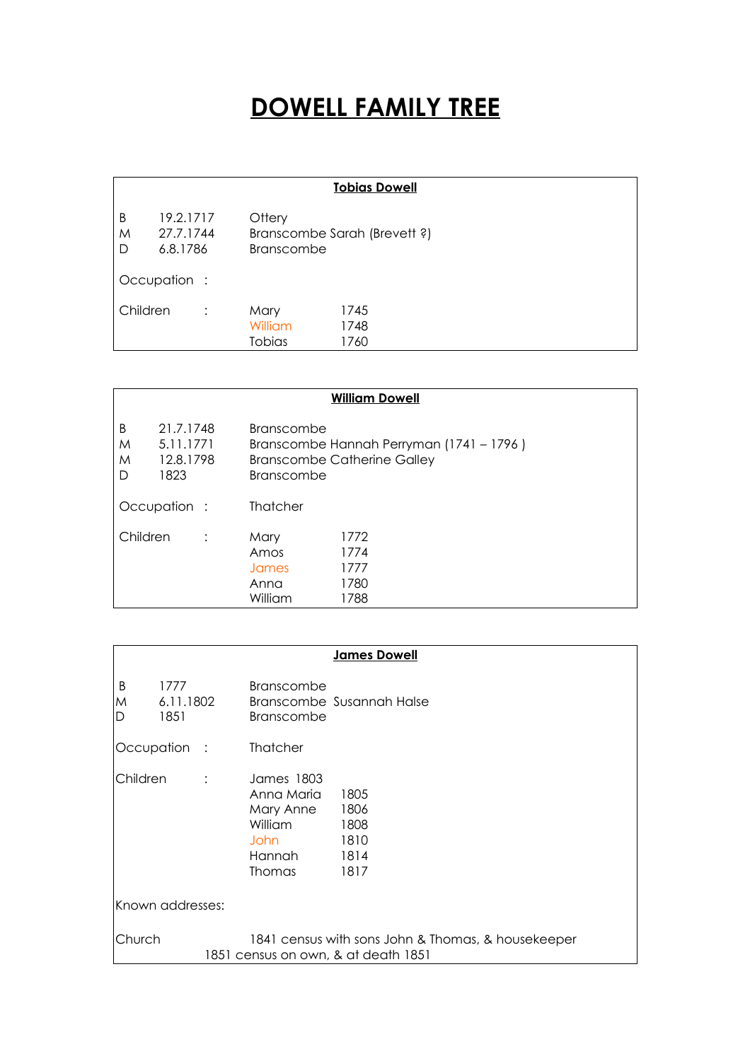# DOWELL FAMILY TREE

### Tobias Dowell

| | | |
|---|---|---|
| B | 19.2.1717 | Ottery |
| M | 27.7.1744 | Branscombe Sarah (Brevett ?) |
| D | 6.8.1786 | Branscombe |

Occupation :

| Children : | | |
|---|---|---|
| | Mary | 1745 |
| | William | 1748 |
| | Tobias | 1760 |

### William Dowell

| | | |
|---|---|---|
| B | 21.7.1748 | Branscombe |
| M | 5.11.1771 | Branscombe Hannah Perryman (1741 – 1796 ) |
| M | 12.8.1798 | Branscombe Catherine Galley |
| D | 1823 | Branscombe |

Occupation : Thatcher

| Children : | | |
|---|---|---|
| | Mary | 1772 |
| | Amos | 1774 |
| | James | 1777 |
| | Anna | 1780 |
| | William | 1788 |

### James Dowell

| | | |
|---|---|---|
| B | 1777 | Branscombe |
| M | 6.11.1802 | Branscombe Susannah Halse |
| D | 1851 | Branscombe |

Occupation : Thatcher

| Children : | | |
|---|---|---|
| | James | 1803 |
| | Anna Maria | 1805 |
| | Mary Anne | 1806 |
| | William | 1808 |
| | John | 1810 |
| | Hannah | 1814 |
| | Thomas | 1817 |

Known addresses:

Church 1841 census with sons John & Thomas, & housekeeper
1851 census on own, & at death 1851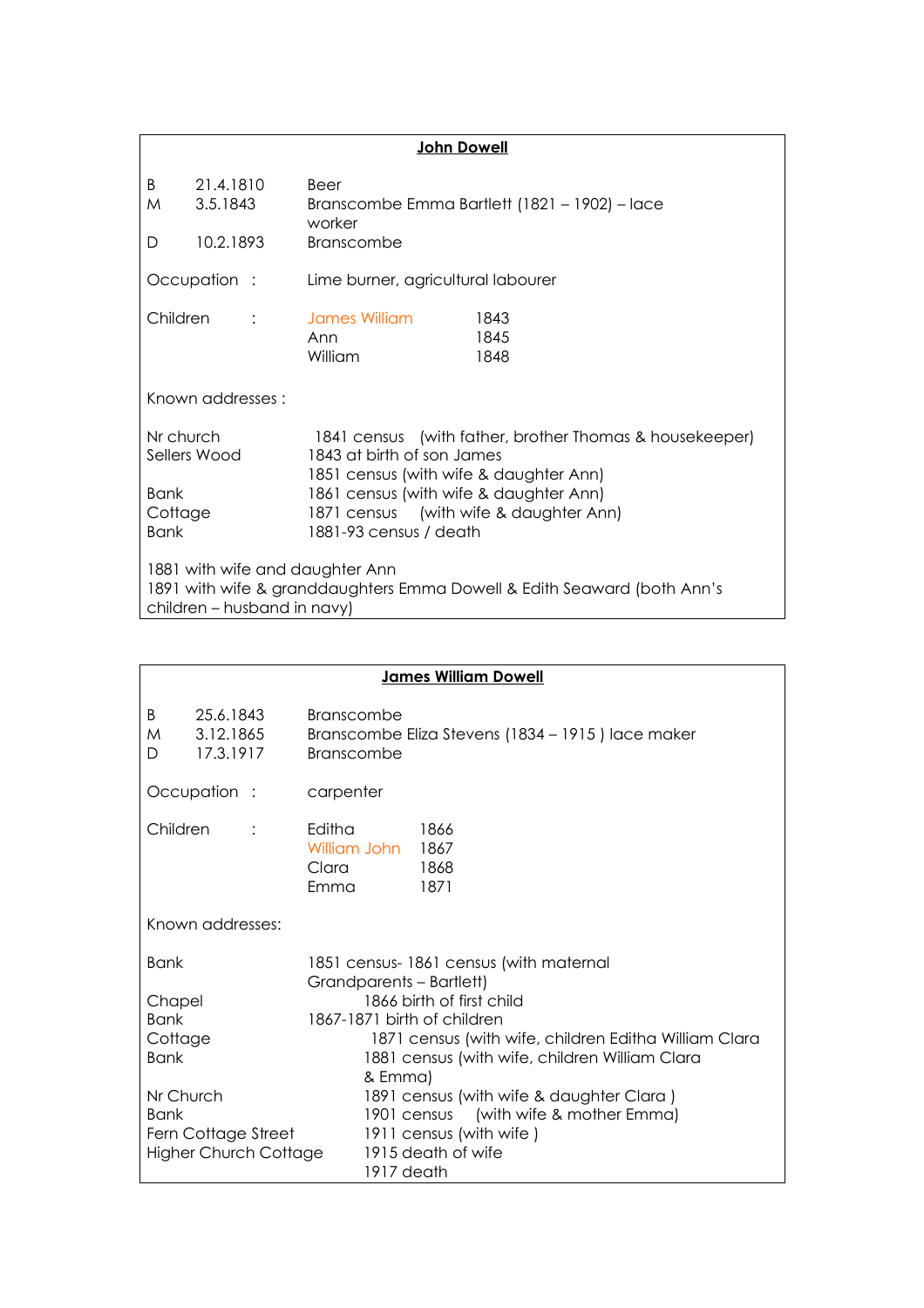## John Dowell

| | | | |
|---|---|---|---|
| B | 21.4.1810 | Beer | |
| M | 3.5.1843 | Branscombe Emma Bartlett (1821 – 1902) – lace worker | |
| D | 10.2.1893 | Branscombe | |

Occupation : Lime burner, agricultural labourer

| | | |
|---|---|---|
| Children : | James William | 1843 |
| | Ann | 1845 |
| | William | 1848 |

Known addresses :

| | |
|---|---|
| Nr church | 1841 census (with father, brother Thomas & housekeeper) |
| Sellers Wood | 1843 at birth of son James |
| | 1851 census (with wife & daughter Ann) |
| Bank | 1861 census (with wife & daughter Ann) |
| Cottage | 1871 census (with wife & daughter Ann) |
| Bank | 1881-93 census / death |

1881 with wife and daughter Ann
1891 with wife & granddaughters Emma Dowell & Edith Seaward (both Ann's children – husband in navy)

## James William Dowell

| | | |
|---|---|---|
| B | 25.6.1843 | Branscombe |
| M | 3.12.1865 | Branscombe Eliza Stevens (1834 – 1915 ) lace maker |
| D | 17.3.1917 | Branscombe |

Occupation : carpenter

| | | |
|---|---|---|
| Children : | Editha | 1866 |
| | William John | 1867 |
| | Clara | 1868 |
| | Emma | 1871 |

Known addresses:

| | |
|---|---|
| Bank | 1851 census- 1861 census (with maternal Grandparents – Bartlett) |
| Chapel | 1866 birth of first child |
| Bank | 1867-1871 birth of children |
| Cottage | 1871 census (with wife, children Editha William Clara |
| Bank | 1881 census (with wife, children William Clara & Emma) |
| Nr Church | 1891 census (with wife & daughter Clara ) |
| Bank | 1901 census (with wife & mother Emma) |
| Fern Cottage Street | 1911 census (with wife ) |
| Higher Church Cottage | 1915 death of wife |
| | 1917 death |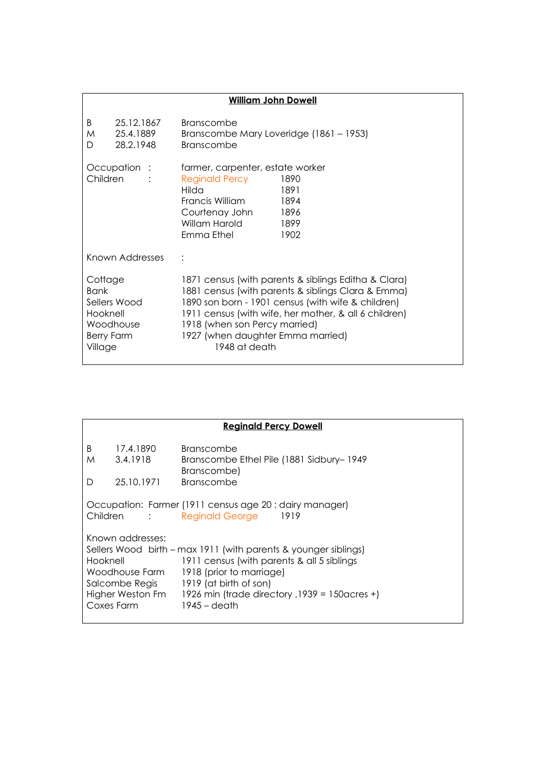**William John Dowell**

| | | |
|---|---|---|
| B | 25.12.1867 | Branscombe |
| M | 25.4.1889 | Branscombe Mary Loveridge (1861 – 1953) |
| D | 28.2.1948 | Branscombe |

Occupation : farmer, carpenter, estate worker

Children :

| | |
|---|---|
| Reginald Percy | 1890 |
| Hilda | 1891 |
| Francis William | 1894 |
| Courtenay John | 1896 |
| Willam Harold | 1899 |
| Emma Ethel | 1902 |

Known Addresses :

| | |
|---|---|
| Cottage | 1871 census (with parents & siblings Editha & Clara) |
| Bank | 1881 census (with parents & siblings Clara & Emma) |
| Sellers Wood | 1890 son born - 1901 census (with wife & children) |
| Hooknell | 1911 census (with wife, her mother, & all 6 children) |
| Woodhouse | 1918 (when son Percy married) |
| Berry Farm | 1927 (when daughter Emma married) |
| Village | 1948 at death |

**Reginald Percy Dowell**

| | | |
|---|---|---|
| B | 17.4.1890 | Branscombe |
| M | 3.4.1918 | Branscombe Ethel Pile (1881 Sidbury– 1949 Branscombe) |
| D | 25.10.1971 | Branscombe |

Occupation: Farmer (1911 census age 20 : dairy manager)

Children : Reginald George 1919

Known addresses:

| | |
|---|---|
| Sellers Wood | birth – max 1911 (with parents & younger siblings) |
| Hooknell | 1911 census (with parents & all 5 siblings |
| Woodhouse Farm | 1918 (prior to marriage) |
| Salcombe Regis | 1919 (at birth of son) |
| Higher Weston Fm | 1926 min (trade directory ,1939 = 150acres +) |
| Coxes Farm | 1945 – death |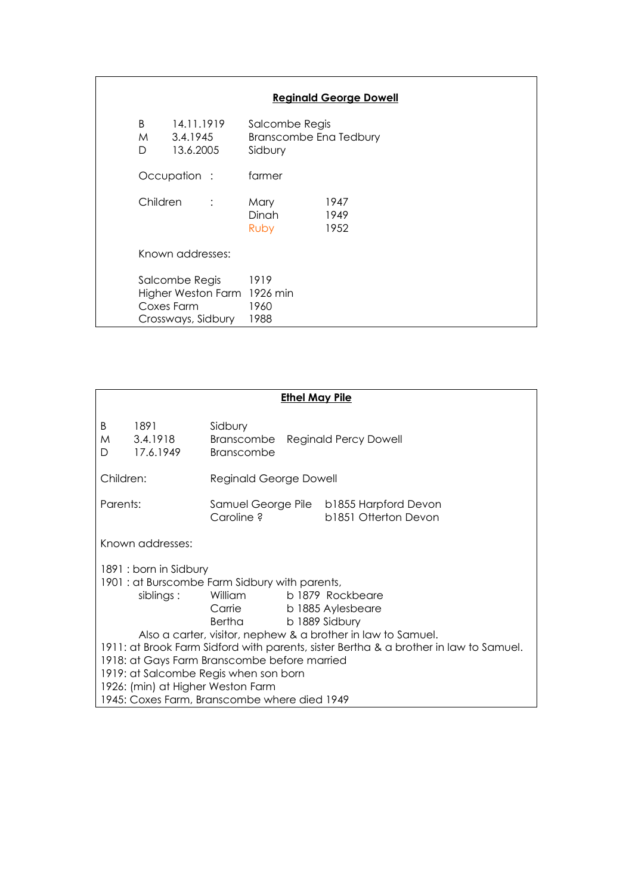## Reginald George Dowell

| | | | |
|---|---|---|---|
| B | 14.11.1919 | Salcombe Regis | |
| M | 3.4.1945 | Branscombe Ena Tedbury | |
| D | 13.6.2005 | Sidbury | |

Occupation : farmer

| | | |
|---|---|---|
| Children : | Mary | 1947 |
| | Dinah | 1949 |
| | Ruby | 1952 |

Known addresses:

| | |
|---|---|
| Salcombe Regis | 1919 |
| Higher Weston Farm | 1926 min |
| Coxes Farm | 1960 |
| Crossways, Sidbury | 1988 |

## Ethel May Pile

| | | | |
|---|---|---|---|
| B | 1891 | Sidbury | |
| M | 3.4.1918 | Branscombe | Reginald Percy Dowell |
| D | 17.6.1949 | Branscombe | |

Children: Reginald George Dowell

| | | |
|---|---|---|
| Parents: | Samuel George Pile | b1855 Harpford Devon |
| | Caroline ? | b1851 Otterton Devon |

Known addresses:

1891 : born in Sidbury
1901 : at Burscombe Farm Sidbury with parents,

| | | |
|---|---|---|
| siblings : | William | b 1879 Rockbeare |
| | Carrie | b 1885 Aylesbeare |
| | Bertha | b 1889 Sidbury |

Also a carter, visitor, nephew & a brother in law to Samuel.
1911: at Brook Farm Sidford with parents, sister Bertha & a brother in law to Samuel.
1918: at Gays Farm Branscombe before married
1919: at Salcombe Regis when son born
1926: (min) at Higher Weston Farm
1945: Coxes Farm, Branscombe where died 1949